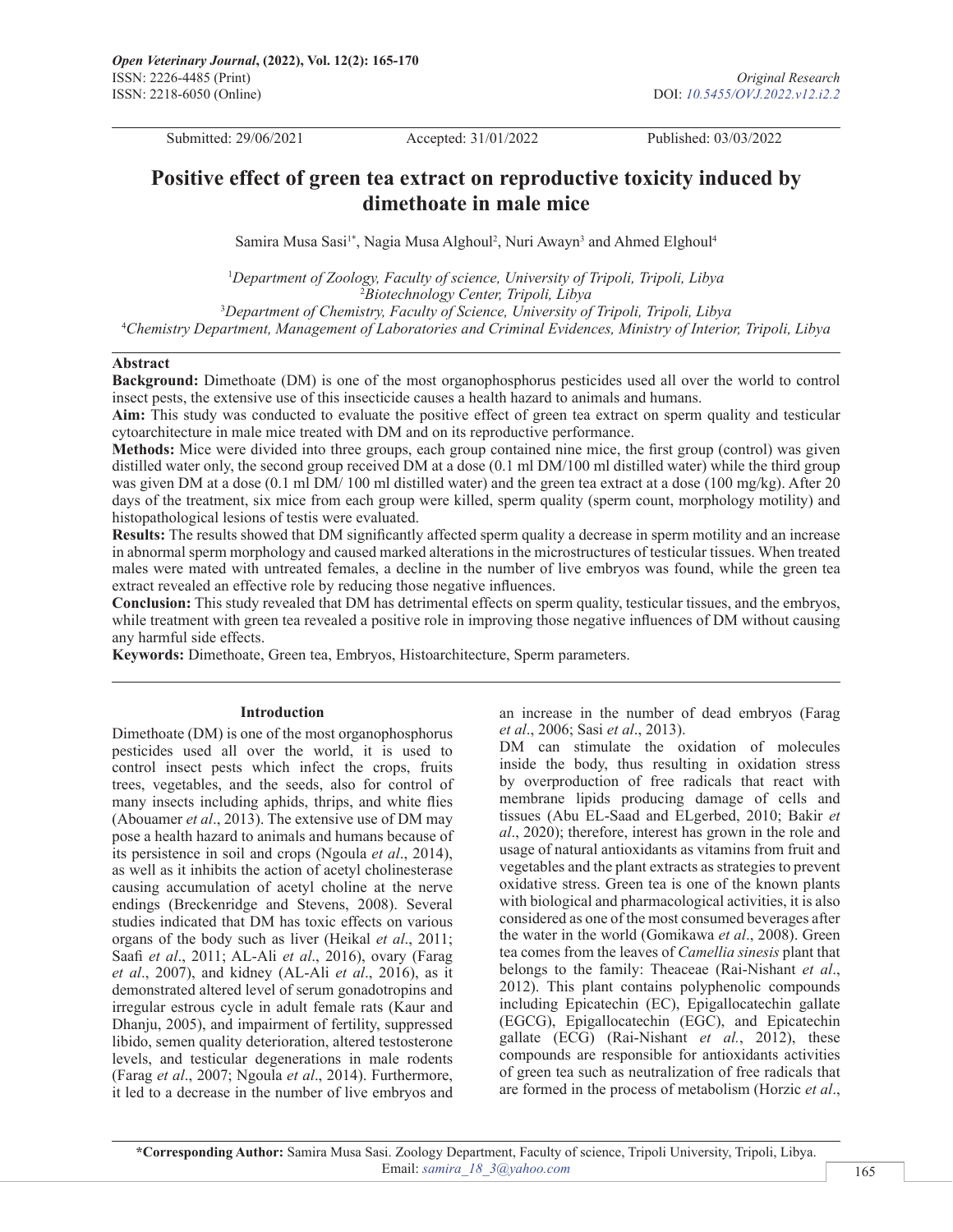Submitted: 29/06/2021 Accepted: 31/01/2022 Published: 03/03/2022

# Positive effect of green tea extract on reproductive toxicity induced by dimethoate in male mice

Samira Musa Sasi[1*], Nagia Musa Alghoul[2], Nuri Awayn[3] and Ahmed Elghoul[4]

[1]*Department of Zoology, Faculty of science, University of Tripoli, Tripoli, Libya*
[2]*Biotechnology Center, Tripoli, Libya*
[3]*Department of Chemistry, Faculty of Science, University of Tripoli, Tripoli, Libya*
[4]*Chemistry Department, Management of Laboratories and Criminal Evidences, Ministry of Interior, Tripoli, Libya*

## Abstract

**Background:** Dimethoate (DM) is one of the most organophosphorus pesticides used all over the world to control insect pests, the extensive use of this insecticide causes a health hazard to animals and humans.

**Aim:** This study was conducted to evaluate the positive effect of green tea extract on sperm quality and testicular cytoarchitecture in male mice treated with DM and on its reproductive performance.

**Methods:** Mice were divided into three groups, each group contained nine mice, the first group (control) was given distilled water only, the second group received DM at a dose (0.1 ml DM/100 ml distilled water) while the third group was given DM at a dose (0.1 ml DM/ 100 ml distilled water) and the green tea extract at a dose (100 mg/kg). After 20 days of the treatment, six mice from each group were killed, sperm quality (sperm count, morphology motility) and histopathological lesions of testis were evaluated.

**Results:** The results showed that DM significantly affected sperm quality a decrease in sperm motility and an increase in abnormal sperm morphology and caused marked alterations in the microstructures of testicular tissues. When treated males were mated with untreated females, a decline in the number of live embryos was found, while the green tea extract revealed an effective role by reducing those negative influences.

**Conclusion:** This study revealed that DM has detrimental effects on sperm quality, testicular tissues, and the embryos, while treatment with green tea revealed a positive role in improving those negative influences of DM without causing any harmful side effects.

**Keywords:** Dimethoate, Green tea, Embryos, Histoarchitecture, Sperm parameters.

## Introduction

Dimethoate (DM) is one of the most organophosphorus pesticides used all over the world, it is used to control insect pests which infect the crops, fruits trees, vegetables, and the seeds, also for control of many insects including aphids, thrips, and white flies (Abouamer *et al*., 2013). The extensive use of DM may pose a health hazard to animals and humans because of its persistence in soil and crops (Ngoula *et al*., 2014), as well as it inhibits the action of acetyl cholinesterase causing accumulation of acetyl choline at the nerve endings (Breckenridge and Stevens, 2008). Several studies indicated that DM has toxic effects on various organs of the body such as liver (Heikal *et al*., 2011; Saafi *et al*., 2011; AL-Ali *et al*., 2016), ovary (Farag *et al*., 2007), and kidney (AL-Ali *et al*., 2016), as it demonstrated altered level of serum gonadotropins and irregular estrous cycle in adult female rats (Kaur and Dhanju, 2005), and impairment of fertility, suppressed libido, semen quality deterioration, altered testosterone levels, and testicular degenerations in male rodents (Farag *et al*., 2007; Ngoula *et al*., 2014). Furthermore, it led to a decrease in the number of live embryos and an increase in the number of dead embryos (Farag *et al*., 2006; Sasi *et al*., 2013).

DM can stimulate the oxidation of molecules inside the body, thus resulting in oxidation stress by overproduction of free radicals that react with membrane lipids producing damage of cells and tissues (Abu EL-Saad and ELgerbed, 2010; Bakir *et al*., 2020); therefore, interest has grown in the role and usage of natural antioxidants as vitamins from fruit and vegetables and the plant extracts as strategies to prevent oxidative stress. Green tea is one of the known plants with biological and pharmacological activities, it is also considered as one of the most consumed beverages after the water in the world (Gomikawa *et al*., 2008). Green tea comes from the leaves of *Camellia sinesis* plant that belongs to the family: Theaceae (Rai-Nishant *et al*., 2012). This plant contains polyphenolic compounds including Epicatechin (EC), Epigallocatechin gallate (EGCG), Epigallocatechin (EGC), and Epicatechin gallate (ECG) (Rai-Nishant *et al.*, 2012), these compounds are responsible for antioxidants activities of green tea such as neutralization of free radicals that are formed in the process of metabolism (Horzic *et al*.,

*Corresponding Author: Samira Musa Sasi. Zoology Department, Faculty of science, Tripoli University, Tripoli, Libya. Email: *samira_18_3@yahoo.com*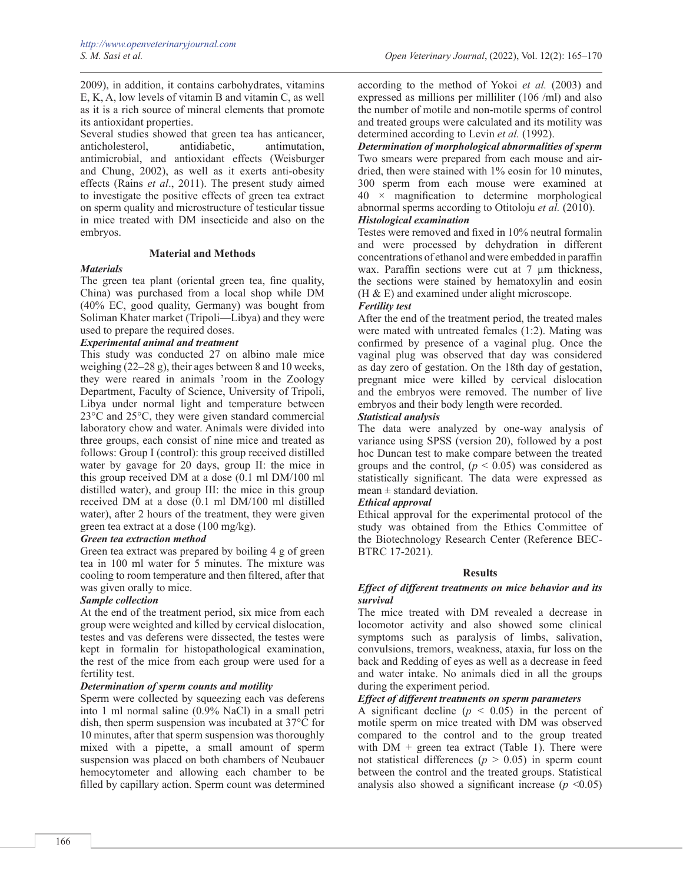2009), in addition, it contains carbohydrates, vitamins E, K, A, low levels of vitamin B and vitamin C, as well as it is a rich source of mineral elements that promote its antioxidant properties.

Several studies showed that green tea has anticancer, anticholesterol, antidiabetic, antimutation, antimicrobial, and antioxidant effects (Weisburger and Chung, 2002), as well as it exerts anti-obesity effects (Rains *et al*., 2011). The present study aimed to investigate the positive effects of green tea extract on sperm quality and microstructure of testicular tissue in mice treated with DM insecticide and also on the embryos.

## Material and Methods

### *Materials*

The green tea plant (oriental green tea, fine quality, China) was purchased from a local shop while DM (40% EC, good quality, Germany) was bought from Soliman Khater market (Tripoli—Libya) and they were used to prepare the required doses.

### *Experimental animal and treatment*

This study was conducted 27 on albino male mice weighing (22–28 g), their ages between 8 and 10 weeks, they were reared in animals 'room in the Zoology Department, Faculty of Science, University of Tripoli, Libya under normal light and temperature between 23°C and 25°C, they were given standard commercial laboratory chow and water. Animals were divided into three groups, each consist of nine mice and treated as follows: Group I (control): this group received distilled water by gavage for 20 days, group II: the mice in this group received DM at a dose (0.1 ml DM/100 ml distilled water), and group III: the mice in this group received DM at a dose (0.1 ml DM/100 ml distilled water), after 2 hours of the treatment, they were given green tea extract at a dose (100 mg/kg).

### *Green tea extraction method*

Green tea extract was prepared by boiling 4 g of green tea in 100 ml water for 5 minutes. The mixture was cooling to room temperature and then filtered, after that was given orally to mice.

### *Sample collection*

At the end of the treatment period, six mice from each group were weighted and killed by cervical dislocation, testes and vas deferens were dissected, the testes were kept in formalin for histopathological examination, the rest of the mice from each group were used for a fertility test.

### *Determination of sperm counts and motility*

Sperm were collected by squeezing each vas deferens into 1 ml normal saline (0.9% NaCl) in a small petri dish, then sperm suspension was incubated at 37°C for 10 minutes, after that sperm suspension was thoroughly mixed with a pipette, a small amount of sperm suspension was placed on both chambers of Neubauer hemocytometer and allowing each chamber to be filled by capillary action. Sperm count was determined according to the method of Yokoi *et al.* (2003) and expressed as millions per milliliter (106 /ml) and also the number of motile and non-motile sperms of control and treated groups were calculated and its motility was determined according to Levin *et al.* (1992).

### *Determination of morphological abnormalities of sperm*

Two smears were prepared from each mouse and air-dried, then were stained with 1% eosin for 10 minutes, 300 sperm from each mouse were examined at 40 × magnification to determine morphological abnormal sperms according to Otitoloju *et al.* (2010).

### *Histological examination*

Testes were removed and fixed in 10% neutral formalin and were processed by dehydration in different concentrations of ethanol and were embedded in paraffin wax. Paraffin sections were cut at 7 µm thickness, the sections were stained by hematoxylin and eosin (H & E) and examined under alight microscope.

### *Fertility test*

After the end of the treatment period, the treated males were mated with untreated females (1:2). Mating was confirmed by presence of a vaginal plug. Once the vaginal plug was observed that day was considered as day zero of gestation. On the 18th day of gestation, pregnant mice were killed by cervical dislocation and the embryos were removed. The number of live embryos and their body length were recorded.

### *Statistical analysis*

The data were analyzed by one-way analysis of variance using SPSS (version 20), followed by a post hoc Duncan test to make compare between the treated groups and the control, ($p < 0.05$) was considered as statistically significant. The data were expressed as mean ± standard deviation.

### *Ethical approval*

Ethical approval for the experimental protocol of the study was obtained from the Ethics Committee of the Biotechnology Research Center (Reference BEC-BTRC 17-2021).

## Results

### *Effect of different treatments on mice behavior and its survival*

The mice treated with DM revealed a decrease in locomotor activity and also showed some clinical symptoms such as paralysis of limbs, salivation, convulsions, tremors, weakness, ataxia, fur loss on the back and Redding of eyes as well as a decrease in feed and water intake. No animals died in all the groups during the experiment period.

### *Effect of different treatments on sperm parameters*

A significant decline ($p < 0.05$) in the percent of motile sperm on mice treated with DM was observed compared to the control and to the group treated with DM + green tea extract (Table 1). There were not statistical differences ($p > 0.05$) in sperm count between the control and the treated groups. Statistical analysis also showed a significant increase ($p < 0.05$)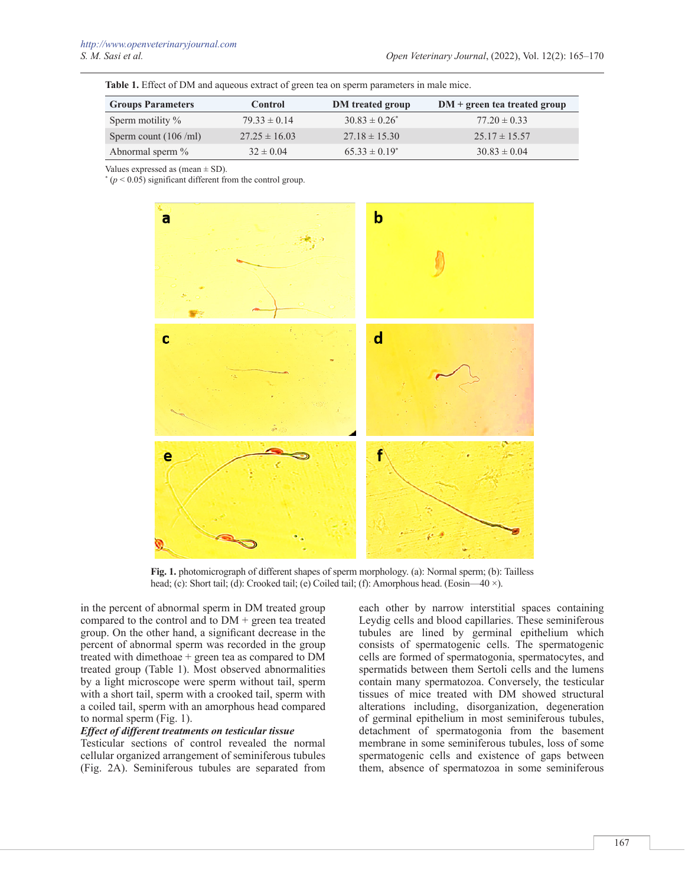**Table 1.** Effect of DM and aqueous extract of green tea on sperm parameters in male mice.

| Groups Parameters | Control | DM treated group | DM + green tea treated group |
|---|---|---|---|
| Sperm motility % | 79.33 ± 0.14 | 30.83 ± 0.26* | 77.20 ± 0.33 |
| Sperm count (106 /ml) | 27.25 ± 16.03 | 27.18 ± 15.30 | 25.17 ± 15.57 |
| Abnormal sperm % | 32 ± 0.04 | 65.33 ± 0.19* | 30.83 ± 0.04 |

Values expressed as (mean ± SD).
* ($p < 0.05$) significant different from the control group.

**Fig. 1.** photomicrograph of different shapes of sperm morphology. (a): Normal sperm; (b): Tailless head; (c): Short tail; (d): Crooked tail; (e) Coiled tail; (f): Amorphous head. (Eosin—40 ×).

in the percent of abnormal sperm in DM treated group compared to the control and to DM + green tea treated group. On the other hand, a significant decrease in the percent of abnormal sperm was recorded in the group treated with dimethoae + green tea as compared to DM treated group (Table 1). Most observed abnormalities by a light microscope were sperm without tail, sperm with a short tail, sperm with a crooked tail, sperm with a coiled tail, sperm with an amorphous head compared to normal sperm (Fig. 1).

***Effect of different treatments on testicular tissue***

Testicular sections of control revealed the normal cellular organized arrangement of seminiferous tubules (Fig. 2A). Seminiferous tubules are separated from each other by narrow interstitial spaces containing Leydig cells and blood capillaries. These seminiferous tubules are lined by germinal epithelium which consists of spermatogenic cells. The spermatogenic cells are formed of spermatogonia, spermatocytes, and spermatids between them Sertoli cells and the lumens contain many spermatozoa. Conversely, the testicular tissues of mice treated with DM showed structural alterations including, disorganization, degeneration of germinal epithelium in most seminiferous tubules, detachment of spermatogonia from the basement membrane in some seminiferous tubules, loss of some spermatogenic cells and existence of gaps between them, absence of spermatozoa in some seminiferous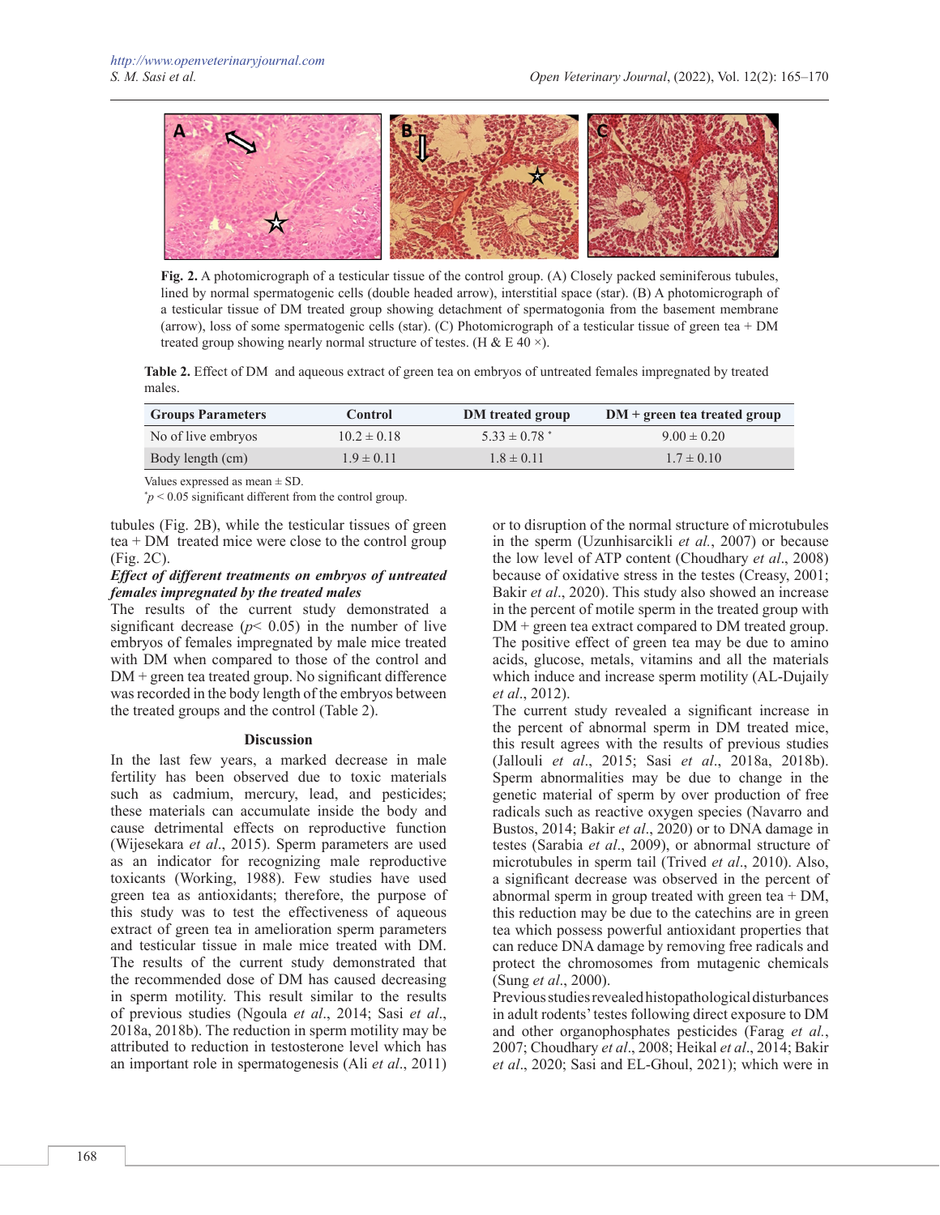**Fig. 2.** A photomicrograph of a testicular tissue of the control group. (A) Closely packed seminiferous tubules, lined by normal spermatogenic cells (double headed arrow), interstitial space (star). (B) A photomicrograph of a testicular tissue of DM treated group showing detachment of spermatogonia from the basement membrane (arrow), loss of some spermatogenic cells (star). (C) Photomicrograph of a testicular tissue of green tea + DM treated group showing nearly normal structure of testes. (H & E 40 ×).

**Table 2.** Effect of DM and aqueous extract of green tea on embryos of untreated females impregnated by treated males.

| Groups Parameters | Control | DM treated group | DM + green tea treated group |
|---|---|---|---|
| No of live embryos | 10.2 ± 0.18 | 5.33 ± 0.78 * | 9.00 ± 0.20 |
| Body length (cm) | 1.9 ± 0.11 | 1.8 ± 0.11 | 1.7 ± 0.10 |

Values expressed as mean ± SD.
*$p < 0.05$ significant different from the control group.

tubules (Fig. 2B), while the testicular tissues of green tea + DM treated mice were close to the control group (Fig. 2C).

***Effect of different treatments on embryos of untreated females impregnated by the treated males***

The results of the current study demonstrated a significant decrease ($p < 0.05$) in the number of live embryos of females impregnated by male mice treated with DM when compared to those of the control and DM + green tea treated group. No significant difference was recorded in the body length of the embryos between the treated groups and the control (Table 2).

## Discussion

In the last few years, a marked decrease in male fertility has been observed due to toxic materials such as cadmium, mercury, lead, and pesticides; these materials can accumulate inside the body and cause detrimental effects on reproductive function (Wijesekara *et al*., 2015). Sperm parameters are used as an indicator for recognizing male reproductive toxicants (Working, 1988). Few studies have used green tea as antioxidants; therefore, the purpose of this study was to test the effectiveness of aqueous extract of green tea in amelioration sperm parameters and testicular tissue in male mice treated with DM. The results of the current study demonstrated that the recommended dose of DM has caused decreasing in sperm motility. This result similar to the results of previous studies (Ngoula *et al*., 2014; Sasi *et al*., 2018a, 2018b). The reduction in sperm motility may be attributed to reduction in testosterone level which has an important role in spermatogenesis (Ali *et al*., 2011) or to disruption of the normal structure of microtubules in the sperm (Uzunhisarcikli *et al.*, 2007) or because the low level of ATP content (Choudhary *et al*., 2008) because of oxidative stress in the testes (Creasy, 2001; Bakir *et al*., 2020). This study also showed an increase in the percent of motile sperm in the treated group with DM + green tea extract compared to DM treated group. The positive effect of green tea may be due to amino acids, glucose, metals, vitamins and all the materials which induce and increase sperm motility (AL-Dujaily *et al*., 2012).

The current study revealed a significant increase in the percent of abnormal sperm in DM treated mice, this result agrees with the results of previous studies (Jallouli *et al*., 2015; Sasi *et al*., 2018a, 2018b). Sperm abnormalities may be due to change in the genetic material of sperm by over production of free radicals such as reactive oxygen species (Navarro and Bustos, 2014; Bakir *et al*., 2020) or to DNA damage in testes (Sarabia *et al*., 2009), or abnormal structure of microtubules in sperm tail (Trived *et al*., 2010). Also, a significant decrease was observed in the percent of abnormal sperm in group treated with green tea + DM, this reduction may be due to the catechins are in green tea which possess powerful antioxidant properties that can reduce DNA damage by removing free radicals and protect the chromosomes from mutagenic chemicals (Sung *et al*., 2000).

Previous studies revealed histopathological disturbances in adult rodents' testes following direct exposure to DM and other organophosphates pesticides (Farag *et al.*, 2007; Choudhary *et al*., 2008; Heikal *et al*., 2014; Bakir *et al*., 2020; Sasi and EL-Ghoul, 2021); which were in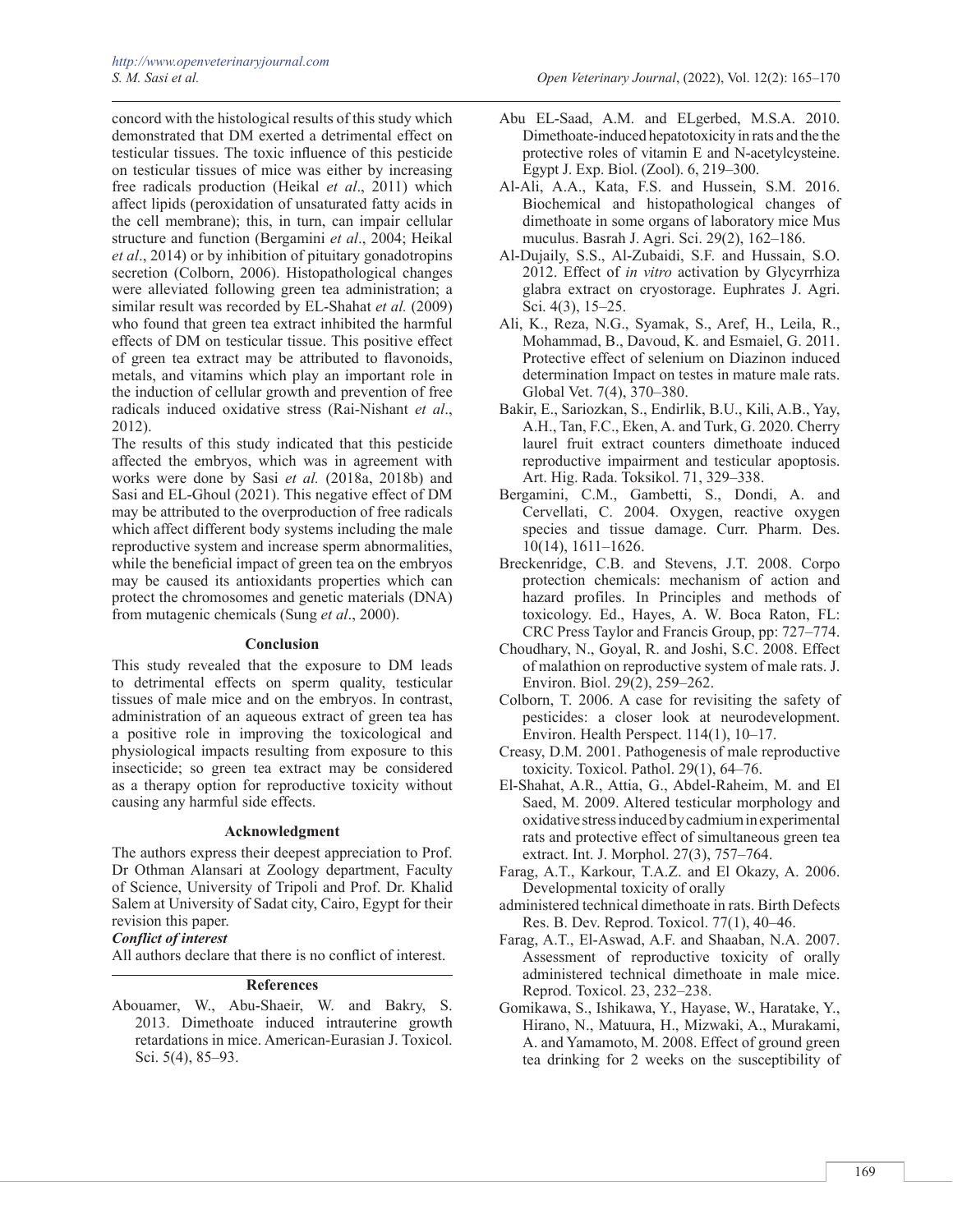concord with the histological results of this study which demonstrated that DM exerted a detrimental effect on testicular tissues. The toxic influence of this pesticide on testicular tissues of mice was either by increasing free radicals production (Heikal *et al*., 2011) which affect lipids (peroxidation of unsaturated fatty acids in the cell membrane); this, in turn, can impair cellular structure and function (Bergamini *et al*., 2004; Heikal *et al*., 2014) or by inhibition of pituitary gonadotropins secretion (Colborn, 2006). Histopathological changes were alleviated following green tea administration; a similar result was recorded by EL-Shahat *et al.* (2009) who found that green tea extract inhibited the harmful effects of DM on testicular tissue. This positive effect of green tea extract may be attributed to flavonoids, metals, and vitamins which play an important role in the induction of cellular growth and prevention of free radicals induced oxidative stress (Rai-Nishant *et al*., 2012).

The results of this study indicated that this pesticide affected the embryos, which was in agreement with works were done by Sasi *et al.* (2018a, 2018b) and Sasi and EL-Ghoul (2021). This negative effect of DM may be attributed to the overproduction of free radicals which affect different body systems including the male reproductive system and increase sperm abnormalities, while the beneficial impact of green tea on the embryos may be caused its antioxidants properties which can protect the chromosomes and genetic materials (DNA) from mutagenic chemicals (Sung *et al*., 2000).

## Conclusion

This study revealed that the exposure to DM leads to detrimental effects on sperm quality, testicular tissues of male mice and on the embryos. In contrast, administration of an aqueous extract of green tea has a positive role in improving the toxicological and physiological impacts resulting from exposure to this insecticide; so green tea extract may be considered as a therapy option for reproductive toxicity without causing any harmful side effects.

## Acknowledgment

The authors express their deepest appreciation to Prof. Dr Othman Alansari at Zoology department, Faculty of Science, University of Tripoli and Prof. Dr. Khalid Salem at University of Sadat city, Cairo, Egypt for their revision this paper.

***Conflict of interest***

All authors declare that there is no conflict of interest.

## References

Abouamer, W., Abu-Shaeir, W. and Bakry, S. 2013. Dimethoate induced intrauterine growth retardations in mice. American-Eurasian J. Toxicol. Sci. 5(4), 85–93.

Abu EL-Saad, A.M. and ELgerbed, M.S.A. 2010. Dimethoate-induced hepatotoxicity in rats and the the protective roles of vitamin E and N-acetylcysteine. Egypt J. Exp. Biol. (Zool). 6, 219–300.

Al-Ali, A.A., Kata, F.S. and Hussein, S.M. 2016. Biochemical and histopathological changes of dimethoate in some organs of laboratory mice Mus muculus. Basrah J. Agri. Sci. 29(2), 162–186.

Al-Dujaily, S.S., Al-Zubaidi, S.F. and Hussain, S.O. 2012. Effect of *in vitro* activation by Glycyrrhiza glabra extract on cryostorage. Euphrates J. Agri. Sci. 4(3), 15–25.

Ali, K., Reza, N.G., Syamak, S., Aref, H., Leila, R., Mohammad, B., Davoud, K. and Esmaiel, G. 2011. Protective effect of selenium on Diazinon induced determination Impact on testes in mature male rats. Global Vet. 7(4), 370–380.

Bakir, E., Sariozkan, S., Endirlik, B.U., Kili, A.B., Yay, A.H., Tan, F.C., Eken, A. and Turk, G. 2020. Cherry laurel fruit extract counters dimethoate induced reproductive impairment and testicular apoptosis. Art. Hig. Rada. Toksikol. 71, 329–338.

Bergamini, C.M., Gambetti, S., Dondi, A. and Cervellati, C. 2004. Oxygen, reactive oxygen species and tissue damage. Curr. Pharm. Des. 10(14), 1611–1626.

Breckenridge, C.B. and Stevens, J.T. 2008. Corpo protection chemicals: mechanism of action and hazard profiles. In Principles and methods of toxicology. Ed., Hayes, A. W. Boca Raton, FL: CRC Press Taylor and Francis Group, pp: 727–774.

Choudhary, N., Goyal, R. and Joshi, S.C. 2008. Effect of malathion on reproductive system of male rats. J. Environ. Biol. 29(2), 259–262.

Colborn, T. 2006. A case for revisiting the safety of pesticides: a closer look at neurodevelopment. Environ. Health Perspect. 114(1), 10–17.

Creasy, D.M. 2001. Pathogenesis of male reproductive toxicity. Toxicol. Pathol. 29(1), 64–76.

El-Shahat, A.R., Attia, G., Abdel-Raheim, M. and El Saed, M. 2009. Altered testicular morphology and oxidative stress induced by cadmium in experimental rats and protective effect of simultaneous green tea extract. Int. J. Morphol. 27(3), 757–764.

Farag, A.T., Karkour, T.A.Z. and El Okazy, A. 2006. Developmental toxicity of orally administered technical dimethoate in rats. Birth Defects Res. B. Dev. Reprod. Toxicol. 77(1), 40–46.

Farag, A.T., El-Aswad, A.F. and Shaaban, N.A. 2007. Assessment of reproductive toxicity of orally administered technical dimethoate in male mice. Reprod. Toxicol. 23, 232–238.

Gomikawa, S., Ishikawa, Y., Hayase, W., Haratake, Y., Hirano, N., Matuura, H., Mizwaki, A., Murakami, A. and Yamamoto, M. 2008. Effect of ground green tea drinking for 2 weeks on the susceptibility of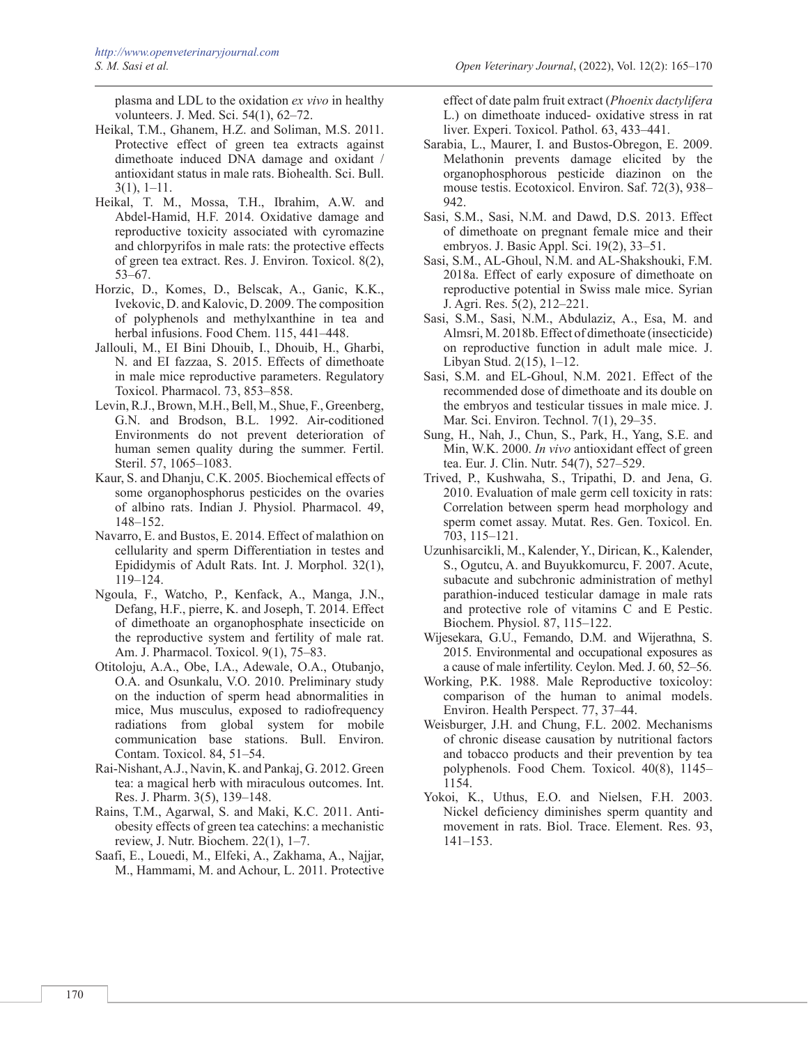plasma and LDL to the oxidation *ex vivo* in healthy volunteers. J. Med. Sci. 54(1), 62–72.

Heikal, T.M., Ghanem, H.Z. and Soliman, M.S. 2011. Protective effect of green tea extracts against dimethoate induced DNA damage and oxidant / antioxidant status in male rats. Biohealth. Sci. Bull. 3(1), 1–11.

Heikal, T. M., Mossa, T.H., Ibrahim, A.W. and Abdel-Hamid, H.F. 2014. Oxidative damage and reproductive toxicity associated with cyromazine and chlorpyrifos in male rats: the protective effects of green tea extract. Res. J. Environ. Toxicol. 8(2), 53–67.

Horzic, D., Komes, D., Belscak, A., Ganic, K.K., Ivekovic, D. and Kalovic, D. 2009. The composition of polyphenols and methylxanthine in tea and herbal infusions. Food Chem. 115, 441–448.

Jallouli, M., EI Bini Dhouib, I., Dhouib, H., Gharbi, N. and EI fazzaa, S. 2015. Effects of dimethoate in male mice reproductive parameters. Regulatory Toxicol. Pharmacol. 73, 853–858.

Levin, R.J., Brown, M.H., Bell, M., Shue, F., Greenberg, G.N. and Brodson, B.L. 1992. Air-coditioned Environments do not prevent deterioration of human semen quality during the summer. Fertil. Steril. 57, 1065–1083.

Kaur, S. and Dhanju, C.K. 2005. Biochemical effects of some organophosphorus pesticides on the ovaries of albino rats. Indian J. Physiol. Pharmacol. 49, 148–152.

Navarro, E. and Bustos, E. 2014. Effect of malathion on cellularity and sperm Differentiation in testes and Epididymis of Adult Rats. Int. J. Morphol. 32(1), 119–124.

Ngoula, F., Watcho, P., Kenfack, A., Manga, J.N., Defang, H.F., pierre, K. and Joseph, T. 2014. Effect of dimethoate an organophosphate insecticide on the reproductive system and fertility of male rat. Am. J. Pharmacol. Toxicol. 9(1), 75–83.

Otitoloju, A.A., Obe, I.A., Adewale, O.A., Otubanjo, O.A. and Osunkalu, V.O. 2010. Preliminary study on the induction of sperm head abnormalities in mice, Mus musculus, exposed to radiofrequency radiations from global system for mobile communication base stations. Bull. Environ. Contam. Toxicol. 84, 51–54.

Rai-Nishant, A.J., Navin, K. and Pankaj, G. 2012. Green tea: a magical herb with miraculous outcomes. Int. Res. J. Pharm. 3(5), 139–148.

Rains, T.M., Agarwal, S. and Maki, K.C. 2011. Anti-obesity effects of green tea catechins: a mechanistic review, J. Nutr. Biochem. 22(1), 1–7.

Saafi, E., Louedi, M., Elfeki, A., Zakhama, A., Najjar, M., Hammami, M. and Achour, L. 2011. Protective effect of date palm fruit extract (*Phoenix dactylifera* L.) on dimethoate induced- oxidative stress in rat liver. Experi. Toxicol. Pathol. 63, 433–441.

Sarabia, L., Maurer, I. and Bustos-Obregon, E. 2009. Melathonin prevents damage elicited by the organophosphorous pesticide diazinon on the mouse testis. Ecotoxicol. Environ. Saf. 72(3), 938–942.

Sasi, S.M., Sasi, N.M. and Dawd, D.S. 2013. Effect of dimethoate on pregnant female mice and their embryos. J. Basic Appl. Sci. 19(2), 33–51.

Sasi, S.M., AL-Ghoul, N.M. and AL-Shakshouki, F.M. 2018a. Effect of early exposure of dimethoate on reproductive potential in Swiss male mice. Syrian J. Agri. Res. 5(2), 212–221.

Sasi, S.M., Sasi, N.M., Abdulaziz, A., Esa, M. and Almsri, M. 2018b. Effect of dimethoate (insecticide) on reproductive function in adult male mice. J. Libyan Stud. 2(15), 1–12.

Sasi, S.M. and EL-Ghoul, N.M. 2021. Effect of the recommended dose of dimethoate and its double on the embryos and testicular tissues in male mice. J. Mar. Sci. Environ. Technol. 7(1), 29–35.

Sung, H., Nah, J., Chun, S., Park, H., Yang, S.E. and Min, W.K. 2000. *In vivo* antioxidant effect of green tea. Eur. J. Clin. Nutr. 54(7), 527–529.

Trived, P., Kushwaha, S., Tripathi, D. and Jena, G. 2010. Evaluation of male germ cell toxicity in rats: Correlation between sperm head morphology and sperm comet assay. Mutat. Res. Gen. Toxicol. En. 703, 115–121.

Uzunhisarcikli, M., Kalender, Y., Dirican, K., Kalender, S., Ogutcu, A. and Buyukkomurcu, F. 2007. Acute, subacute and subchronic administration of methyl parathion-induced testicular damage in male rats and protective role of vitamins C and E Pestic. Biochem. Physiol. 87, 115–122.

Wijesekara, G.U., Femando, D.M. and Wijerathna, S. 2015. Environmental and occupational exposures as a cause of male infertility. Ceylon. Med. J. 60, 52–56.

Working, P.K. 1988. Male Reproductive toxicoloy: comparison of the human to animal models. Environ. Health Perspect. 77, 37–44.

Weisburger, J.H. and Chung, F.L. 2002. Mechanisms of chronic disease causation by nutritional factors and tobacco products and their prevention by tea polyphenols. Food Chem. Toxicol. 40(8), 1145–1154.

Yokoi, K., Uthus, E.O. and Nielsen, F.H. 2003. Nickel deficiency diminishes sperm quantity and movement in rats. Biol. Trace. Element. Res. 93, 141–153.